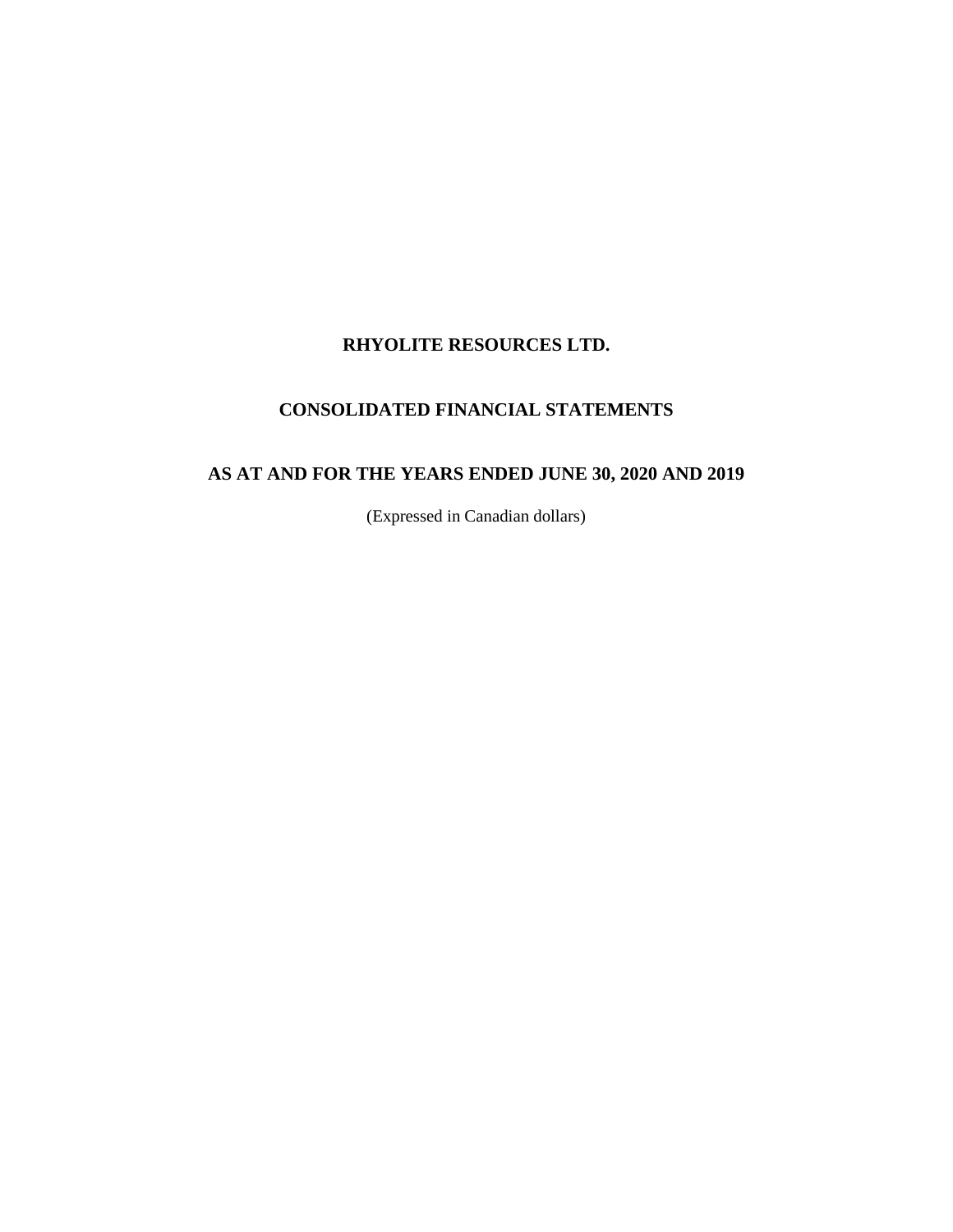# RHYOLITE RESOURCES LTD.

## CONSOLIDATED FINANCIAL STATEMENTS

## AS AT AND FOR THE YEARS ENDED JUNE 30, 2020 AND 2019

(Expressed in Canadian dollars)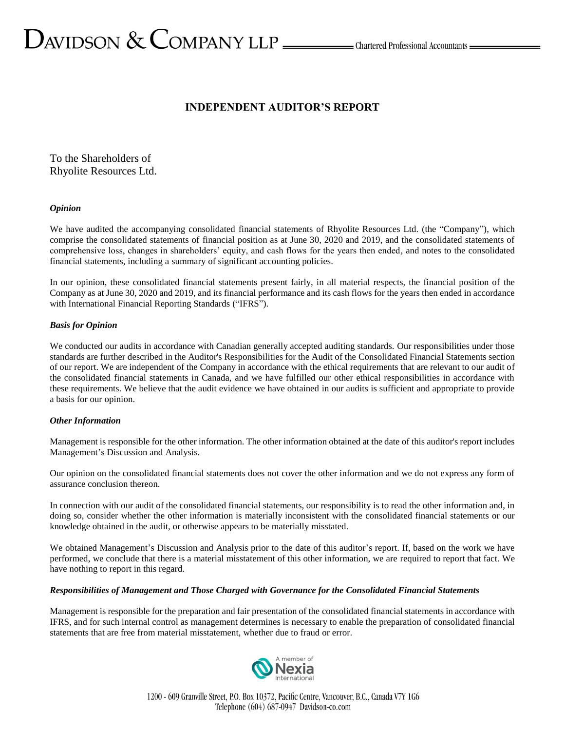# INDEPENDENT AUDITOR'S REPORT

To the Shareholders of
Rhyolite Resources Ltd.

***Opinion***

We have audited the accompanying consolidated financial statements of Rhyolite Resources Ltd. (the "Company"), which comprise the consolidated statements of financial position as at June 30, 2020 and 2019, and the consolidated statements of comprehensive loss, changes in shareholders' equity, and cash flows for the years then ended, and notes to the consolidated financial statements, including a summary of significant accounting policies.

In our opinion, these consolidated financial statements present fairly, in all material respects, the financial position of the Company as at June 30, 2020 and 2019, and its financial performance and its cash flows for the years then ended in accordance with International Financial Reporting Standards ("IFRS").

***Basis for Opinion***

We conducted our audits in accordance with Canadian generally accepted auditing standards. Our responsibilities under those standards are further described in the Auditor's Responsibilities for the Audit of the Consolidated Financial Statements section of our report. We are independent of the Company in accordance with the ethical requirements that are relevant to our audit of the consolidated financial statements in Canada, and we have fulfilled our other ethical responsibilities in accordance with these requirements. We believe that the audit evidence we have obtained in our audits is sufficient and appropriate to provide a basis for our opinion.

***Other Information***

Management is responsible for the other information. The other information obtained at the date of this auditor's report includes Management's Discussion and Analysis.

Our opinion on the consolidated financial statements does not cover the other information and we do not express any form of assurance conclusion thereon.

In connection with our audit of the consolidated financial statements, our responsibility is to read the other information and, in doing so, consider whether the other information is materially inconsistent with the consolidated financial statements or our knowledge obtained in the audit, or otherwise appears to be materially misstated.

We obtained Management's Discussion and Analysis prior to the date of this auditor's report. If, based on the work we have performed, we conclude that there is a material misstatement of this other information, we are required to report that fact. We have nothing to report in this regard.

***Responsibilities of Management and Those Charged with Governance for the Consolidated Financial Statements***

Management is responsible for the preparation and fair presentation of the consolidated financial statements in accordance with IFRS, and for such internal control as management determines is necessary to enable the preparation of consolidated financial statements that are free from material misstatement, whether due to fraud or error.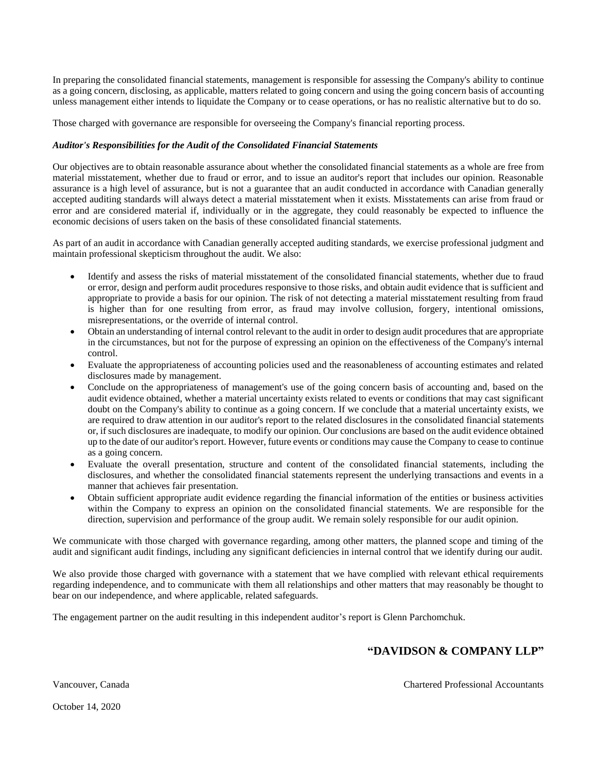In preparing the consolidated financial statements, management is responsible for assessing the Company's ability to continue as a going concern, disclosing, as applicable, matters related to going concern and using the going concern basis of accounting unless management either intends to liquidate the Company or to cease operations, or has no realistic alternative but to do so.

Those charged with governance are responsible for overseeing the Company's financial reporting process.

***Auditor's Responsibilities for the Audit of the Consolidated Financial Statements***

Our objectives are to obtain reasonable assurance about whether the consolidated financial statements as a whole are free from material misstatement, whether due to fraud or error, and to issue an auditor's report that includes our opinion. Reasonable assurance is a high level of assurance, but is not a guarantee that an audit conducted in accordance with Canadian generally accepted auditing standards will always detect a material misstatement when it exists. Misstatements can arise from fraud or error and are considered material if, individually or in the aggregate, they could reasonably be expected to influence the economic decisions of users taken on the basis of these consolidated financial statements.

As part of an audit in accordance with Canadian generally accepted auditing standards, we exercise professional judgment and maintain professional skepticism throughout the audit. We also:

- Identify and assess the risks of material misstatement of the consolidated financial statements, whether due to fraud or error, design and perform audit procedures responsive to those risks, and obtain audit evidence that is sufficient and appropriate to provide a basis for our opinion. The risk of not detecting a material misstatement resulting from fraud is higher than for one resulting from error, as fraud may involve collusion, forgery, intentional omissions, misrepresentations, or the override of internal control.
- Obtain an understanding of internal control relevant to the audit in order to design audit procedures that are appropriate in the circumstances, but not for the purpose of expressing an opinion on the effectiveness of the Company's internal control.
- Evaluate the appropriateness of accounting policies used and the reasonableness of accounting estimates and related disclosures made by management.
- Conclude on the appropriateness of management's use of the going concern basis of accounting and, based on the audit evidence obtained, whether a material uncertainty exists related to events or conditions that may cast significant doubt on the Company's ability to continue as a going concern. If we conclude that a material uncertainty exists, we are required to draw attention in our auditor's report to the related disclosures in the consolidated financial statements or, if such disclosures are inadequate, to modify our opinion. Our conclusions are based on the audit evidence obtained up to the date of our auditor's report. However, future events or conditions may cause the Company to cease to continue as a going concern.
- Evaluate the overall presentation, structure and content of the consolidated financial statements, including the disclosures, and whether the consolidated financial statements represent the underlying transactions and events in a manner that achieves fair presentation.
- Obtain sufficient appropriate audit evidence regarding the financial information of the entities or business activities within the Company to express an opinion on the consolidated financial statements. We are responsible for the direction, supervision and performance of the group audit. We remain solely responsible for our audit opinion.

We communicate with those charged with governance regarding, among other matters, the planned scope and timing of the audit and significant audit findings, including any significant deficiencies in internal control that we identify during our audit.

We also provide those charged with governance with a statement that we have complied with relevant ethical requirements regarding independence, and to communicate with them all relationships and other matters that may reasonably be thought to bear on our independence, and where applicable, related safeguards.

The engagement partner on the audit resulting in this independent auditor's report is Glenn Parchomchuk.

**"DAVIDSON & COMPANY LLP"**

Vancouver, Canada

Chartered Professional Accountants

October 14, 2020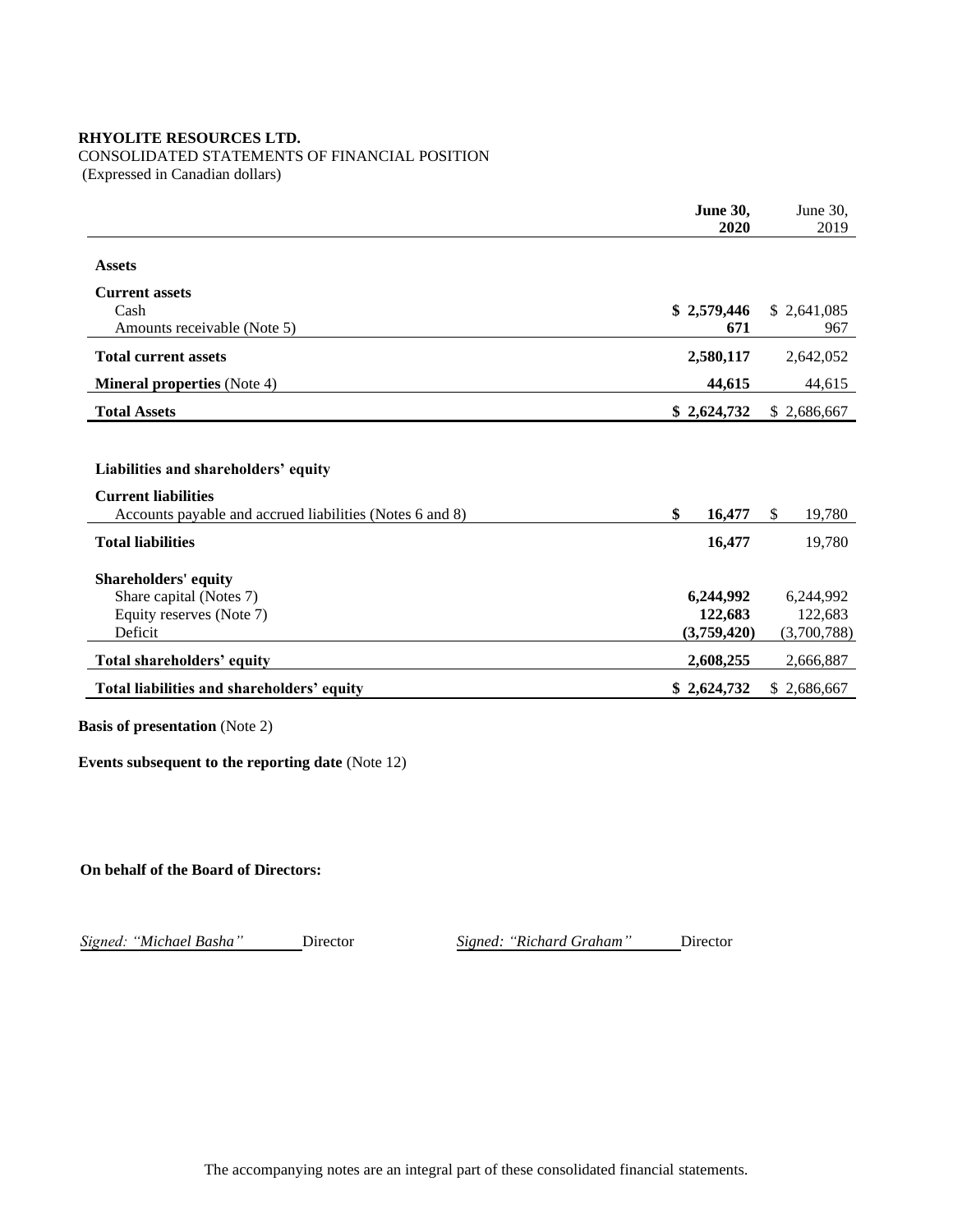**RHYOLITE RESOURCES LTD.**

CONSOLIDATED STATEMENTS OF FINANCIAL POSITION

(Expressed in Canadian dollars)

| | **June 30, 2020** | June 30, 2019 |
|---|---|---|
| **Assets** | | |
| **Current assets** | | |
| Cash | **$ 2,579,446** | $ 2,641,085 |
| Amounts receivable (Note 5) | **671** | 967 |
| **Total current assets** | **2,580,117** | 2,642,052 |
| **Mineral properties** (Note 4) | **44,615** | 44,615 |
| **Total Assets** | **$ 2,624,732** | $ 2,686,667 |
| | | |
| **Liabilities and shareholders' equity** | | |
| **Current liabilities** | | |
| Accounts payable and accrued liabilities (Notes 6 and 8) | **$ 16,477** | $ 19,780 |
| **Total liabilities** | **16,477** | 19,780 |
| **Shareholders' equity** | | |
| Share capital (Notes 7) | **6,244,992** | 6,244,992 |
| Equity reserves (Note 7) | **122,683** | 122,683 |
| Deficit | **(3,759,420)** | (3,700,788) |
| **Total shareholders' equity** | **2,608,255** | 2,666,887 |
| **Total liabilities and shareholders' equity** | **$ 2,624,732** | $ 2,686,667 |

**Basis of presentation** (Note 2)

**Events subsequent to the reporting date** (Note 12)

**On behalf of the Board of Directors:**

*Signed: "Michael Basha"* Director *Signed: "Richard Graham"* Director

The accompanying notes are an integral part of these consolidated financial statements.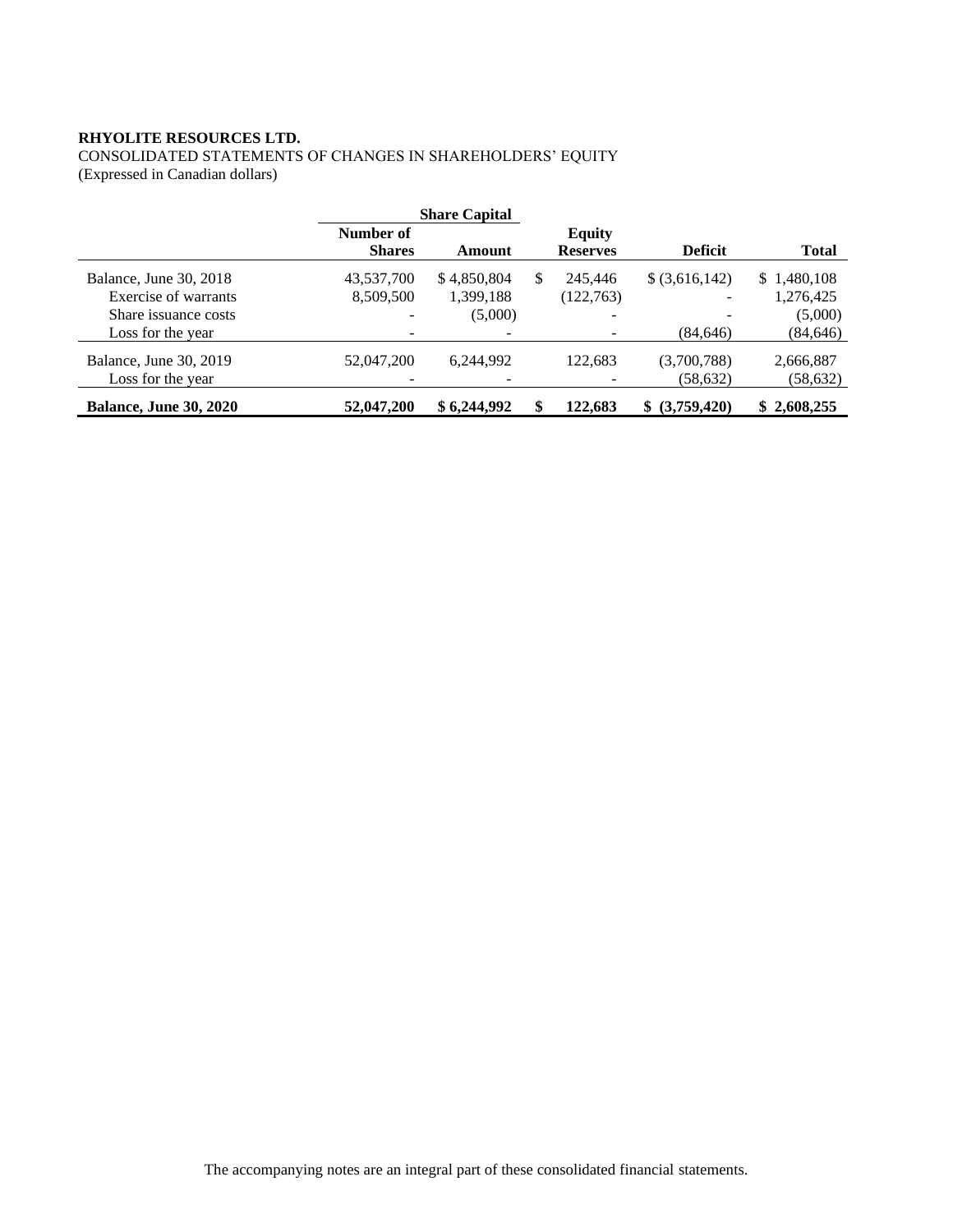**RHYOLITE RESOURCES LTD.**

CONSOLIDATED STATEMENTS OF CHANGES IN SHAREHOLDERS' EQUITY

(Expressed in Canadian dollars)

| | Share Capital | | | | |
|---|---|---|---|---|---|
| | **Number of Shares** | **Amount** | **Equity Reserves** | **Deficit** | **Total** |
| Balance, June 30, 2018 | 43,537,700 | $ 4,850,804 | $ 245,446 | $ (3,616,142) | $ 1,480,108 |
| Exercise of warrants | 8,509,500 | 1,399,188 | (122,763) | - | 1,276,425 |
| Share issuance costs | - | (5,000) | - | - | (5,000) |
| Loss for the year | - | - | - | (84,646) | (84,646) |
| Balance, June 30, 2019 | 52,047,200 | 6,244,992 | 122,683 | (3,700,788) | 2,666,887 |
| Loss for the year | - | - | - | (58,632) | (58,632) |
| **Balance, June 30, 2020** | **52,047,200** | **$ 6,244,992** | **$ 122,683** | **$ (3,759,420)** | **$ 2,608,255** |

The accompanying notes are an integral part of these consolidated financial statements.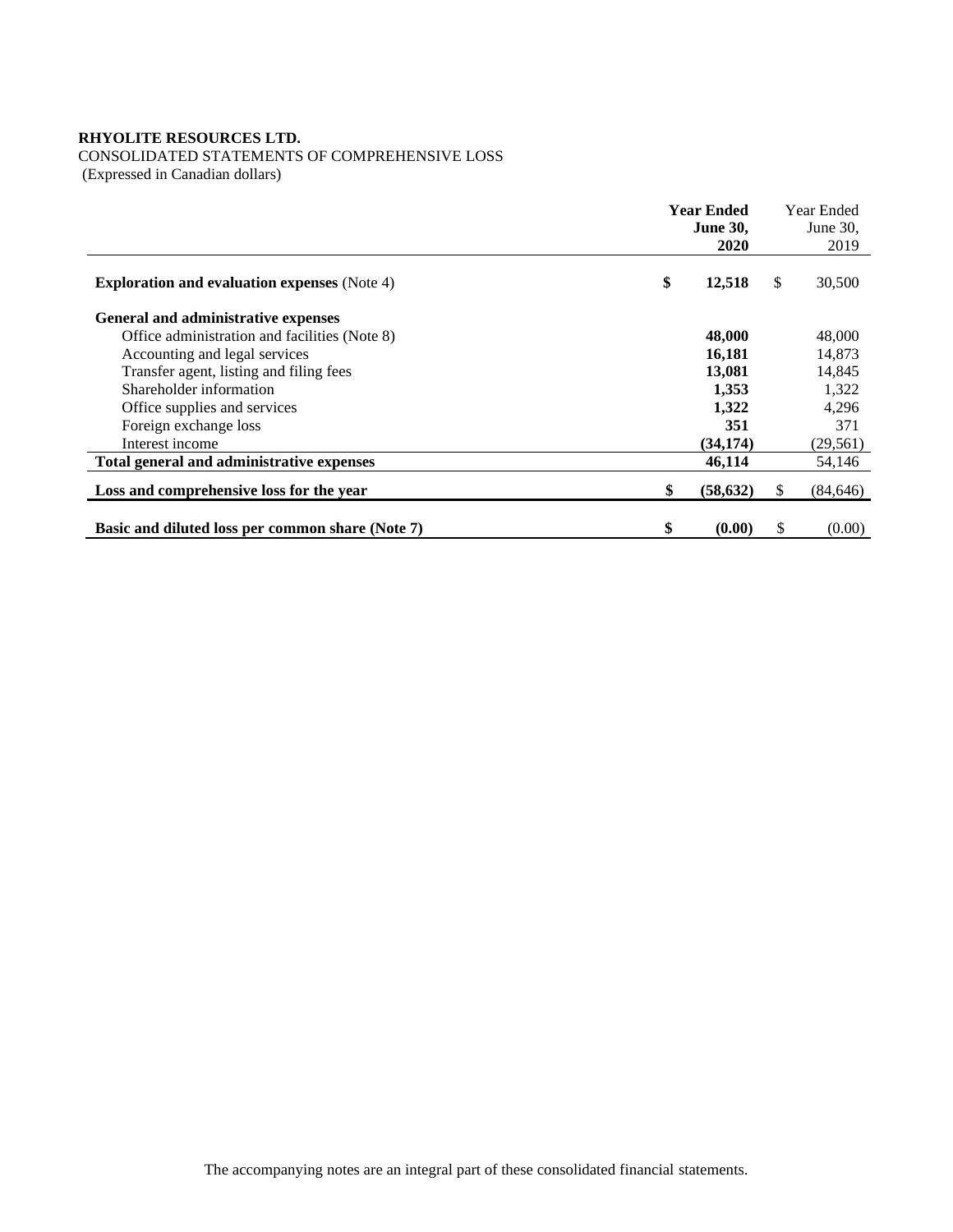**RHYOLITE RESOURCES LTD.**

CONSOLIDATED STATEMENTS OF COMPREHENSIVE LOSS

(Expressed in Canadian dollars)

| | | **Year Ended June 30, 2020** | | Year Ended June 30, 2019 |
|---|---|---|---|---|
| **Exploration and evaluation expenses** (Note 4) | **$** | **12,518** | $ | 30,500 |
| **General and administrative expenses** | | | | |
| Office administration and facilities (Note 8) | | **48,000** | | 48,000 |
| Accounting and legal services | | **16,181** | | 14,873 |
| Transfer agent, listing and filing fees | | **13,081** | | 14,845 |
| Shareholder information | | **1,353** | | 1,322 |
| Office supplies and services | | **1,322** | | 4,296 |
| Foreign exchange loss | | **351** | | 371 |
| Interest income | | **(34,174)** | | (29,561) |
| **Total general and administrative expenses** | | **46,114** | | 54,146 |
| **Loss and comprehensive loss for the year** | **$** | **(58,632)** | $ | (84,646) |
| **Basic and diluted loss per common share (Note 7)** | **$** | **(0.00)** | $ | (0.00) |

The accompanying notes are an integral part of these consolidated financial statements.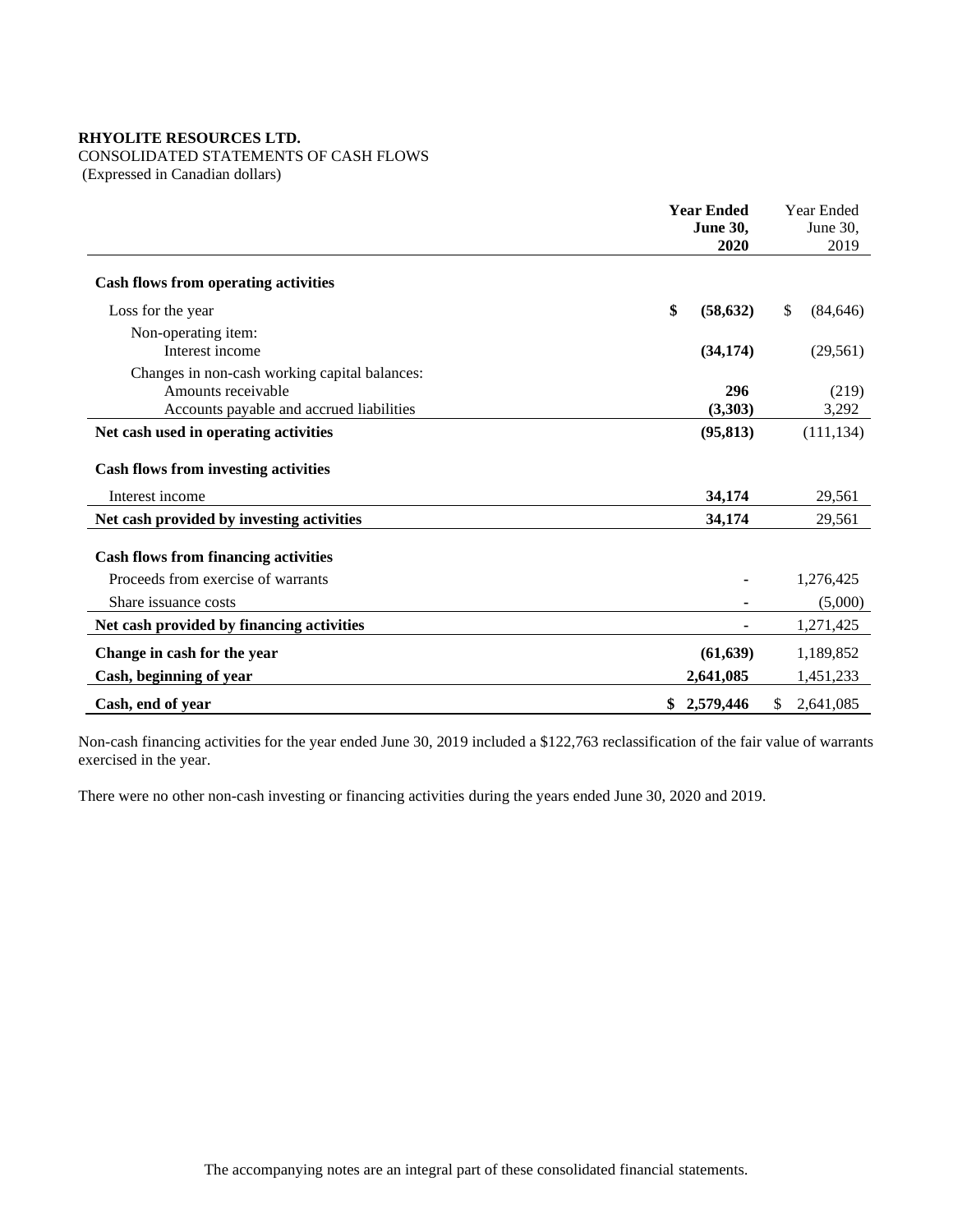**RHYOLITE RESOURCES LTD.**

CONSOLIDATED STATEMENTS OF CASH FLOWS

(Expressed in Canadian dollars)

| | **Year Ended June 30, 2020** | Year Ended June 30, 2019 |
|---|---|---|
| **Cash flows from operating activities** | | |
| Loss for the year | **$ (58,632)** | $ (84,646) |
| Non-operating item: | | |
| Interest income | **(34,174)** | (29,561) |
| Changes in non-cash working capital balances: | | |
| Amounts receivable | **296** | (219) |
| Accounts payable and accrued liabilities | **(3,303)** | 3,292 |
| **Net cash used in operating activities** | **(95,813)** | (111,134) |
| **Cash flows from investing activities** | | |
| Interest income | **34,174** | 29,561 |
| **Net cash provided by investing activities** | **34,174** | 29,561 |
| **Cash flows from financing activities** | | |
| Proceeds from exercise of warrants | **-** | 1,276,425 |
| Share issuance costs | **-** | (5,000) |
| **Net cash provided by financing activities** | **-** | 1,271,425 |
| **Change in cash for the year** | **(61,639)** | 1,189,852 |
| **Cash, beginning of year** | **2,641,085** | 1,451,233 |
| **Cash, end of year** | **$ 2,579,446** | $ 2,641,085 |

Non-cash financing activities for the year ended June 30, 2019 included a $122,763 reclassification of the fair value of warrants exercised in the year.

There were no other non-cash investing or financing activities during the years ended June 30, 2020 and 2019.

The accompanying notes are an integral part of these consolidated financial statements.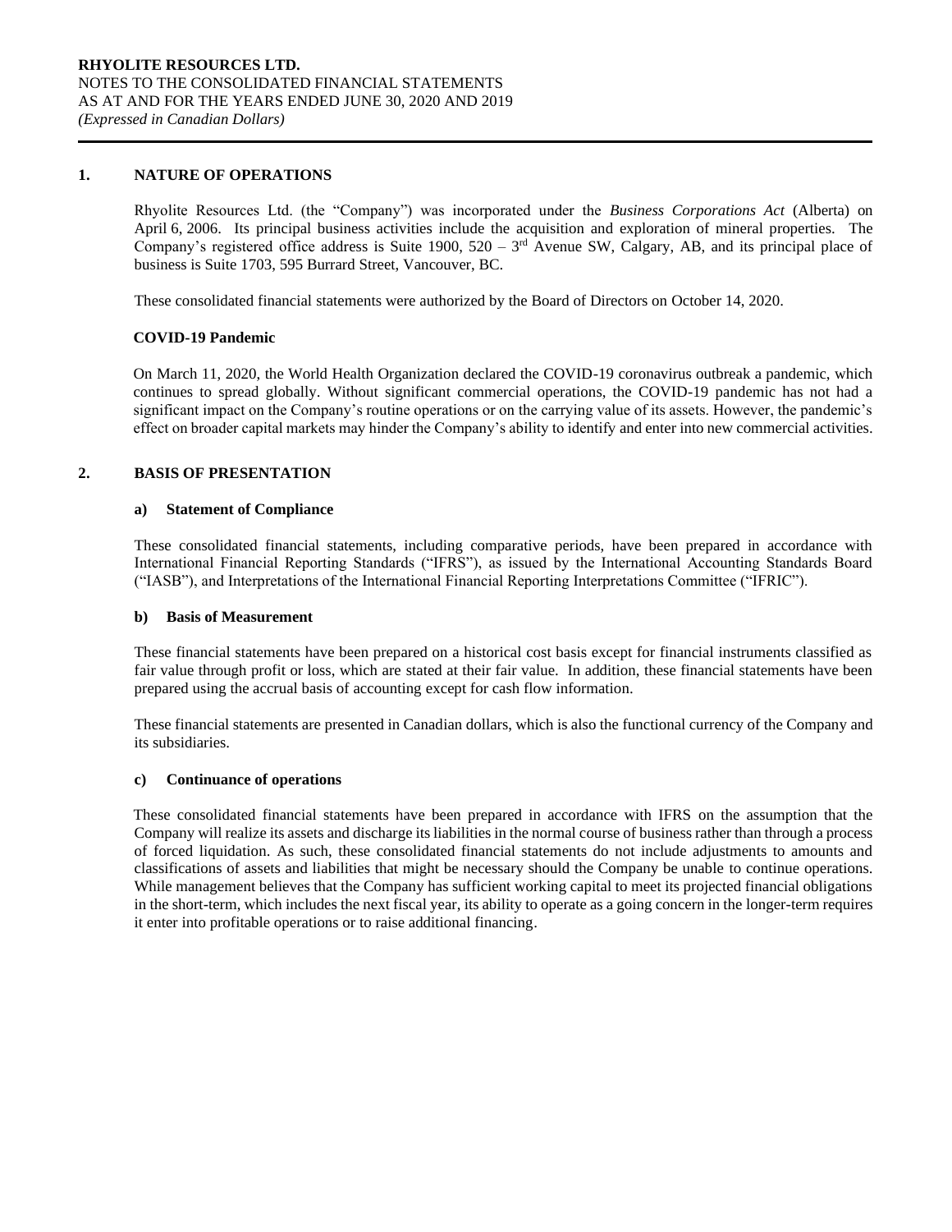## 1. NATURE OF OPERATIONS

Rhyolite Resources Ltd. (the "Company") was incorporated under the *Business Corporations Act* (Alberta) on April 6, 2006. Its principal business activities include the acquisition and exploration of mineral properties. The Company's registered office address is Suite 1900, 520 – 3rd Avenue SW, Calgary, AB, and its principal place of business is Suite 1703, 595 Burrard Street, Vancouver, BC.

These consolidated financial statements were authorized by the Board of Directors on October 14, 2020.

### COVID-19 Pandemic

On March 11, 2020, the World Health Organization declared the COVID-19 coronavirus outbreak a pandemic, which continues to spread globally. Without significant commercial operations, the COVID-19 pandemic has not had a significant impact on the Company's routine operations or on the carrying value of its assets. However, the pandemic's effect on broader capital markets may hinder the Company's ability to identify and enter into new commercial activities.

## 2. BASIS OF PRESENTATION

### a) Statement of Compliance

These consolidated financial statements, including comparative periods, have been prepared in accordance with International Financial Reporting Standards ("IFRS"), as issued by the International Accounting Standards Board ("IASB"), and Interpretations of the International Financial Reporting Interpretations Committee ("IFRIC").

### b) Basis of Measurement

These financial statements have been prepared on a historical cost basis except for financial instruments classified as fair value through profit or loss, which are stated at their fair value. In addition, these financial statements have been prepared using the accrual basis of accounting except for cash flow information.

These financial statements are presented in Canadian dollars, which is also the functional currency of the Company and its subsidiaries.

### c) Continuance of operations

These consolidated financial statements have been prepared in accordance with IFRS on the assumption that the Company will realize its assets and discharge its liabilities in the normal course of business rather than through a process of forced liquidation. As such, these consolidated financial statements do not include adjustments to amounts and classifications of assets and liabilities that might be necessary should the Company be unable to continue operations. While management believes that the Company has sufficient working capital to meet its projected financial obligations in the short-term, which includes the next fiscal year, its ability to operate as a going concern in the longer-term requires it enter into profitable operations or to raise additional financing.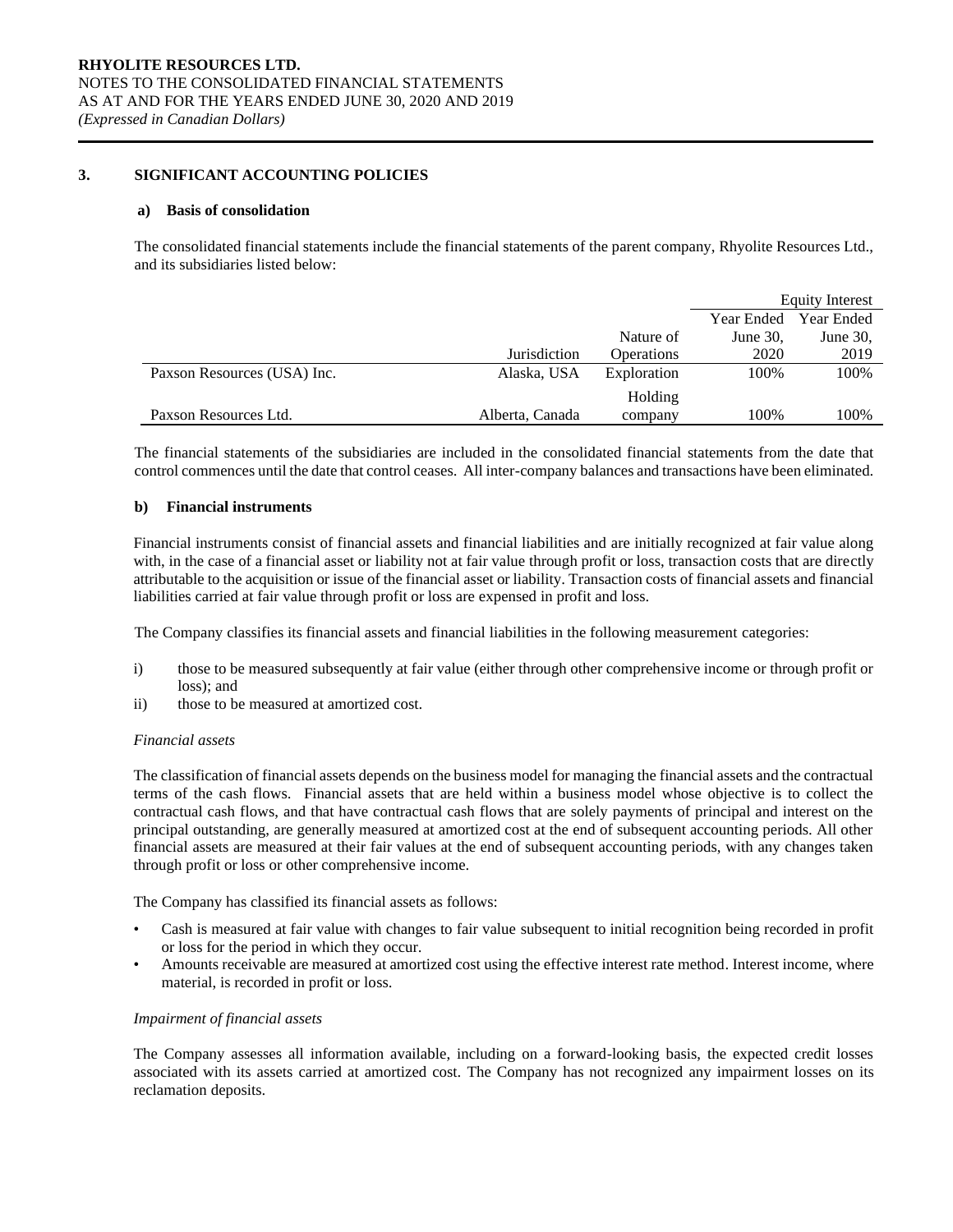## 3. SIGNIFICANT ACCOUNTING POLICIES

### a) Basis of consolidation

The consolidated financial statements include the financial statements of the parent company, Rhyolite Resources Ltd., and its subsidiaries listed below:

| | | | Equity Interest | |
|---|---|---|---|---|
| | Jurisdiction | Nature of Operations | Year Ended June 30, 2020 | Year Ended June 30, 2019 |
| Paxson Resources (USA) Inc. | Alaska, USA | Exploration | 100% | 100% |
| Paxson Resources Ltd. | Alberta, Canada | Holding company | 100% | 100% |

The financial statements of the subsidiaries are included in the consolidated financial statements from the date that control commences until the date that control ceases. All inter-company balances and transactions have been eliminated.

### b) Financial instruments

Financial instruments consist of financial assets and financial liabilities and are initially recognized at fair value along with, in the case of a financial asset or liability not at fair value through profit or loss, transaction costs that are directly attributable to the acquisition or issue of the financial asset or liability. Transaction costs of financial assets and financial liabilities carried at fair value through profit or loss are expensed in profit and loss.

The Company classifies its financial assets and financial liabilities in the following measurement categories:

i) those to be measured subsequently at fair value (either through other comprehensive income or through profit or loss); and

ii) those to be measured at amortized cost.

*Financial assets*

The classification of financial assets depends on the business model for managing the financial assets and the contractual terms of the cash flows. Financial assets that are held within a business model whose objective is to collect the contractual cash flows, and that have contractual cash flows that are solely payments of principal and interest on the principal outstanding, are generally measured at amortized cost at the end of subsequent accounting periods. All other financial assets are measured at their fair values at the end of subsequent accounting periods, with any changes taken through profit or loss or other comprehensive income.

The Company has classified its financial assets as follows:

- Cash is measured at fair value with changes to fair value subsequent to initial recognition being recorded in profit or loss for the period in which they occur.
- Amounts receivable are measured at amortized cost using the effective interest rate method. Interest income, where material, is recorded in profit or loss.

*Impairment of financial assets*

The Company assesses all information available, including on a forward-looking basis, the expected credit losses associated with its assets carried at amortized cost. The Company has not recognized any impairment losses on its reclamation deposits.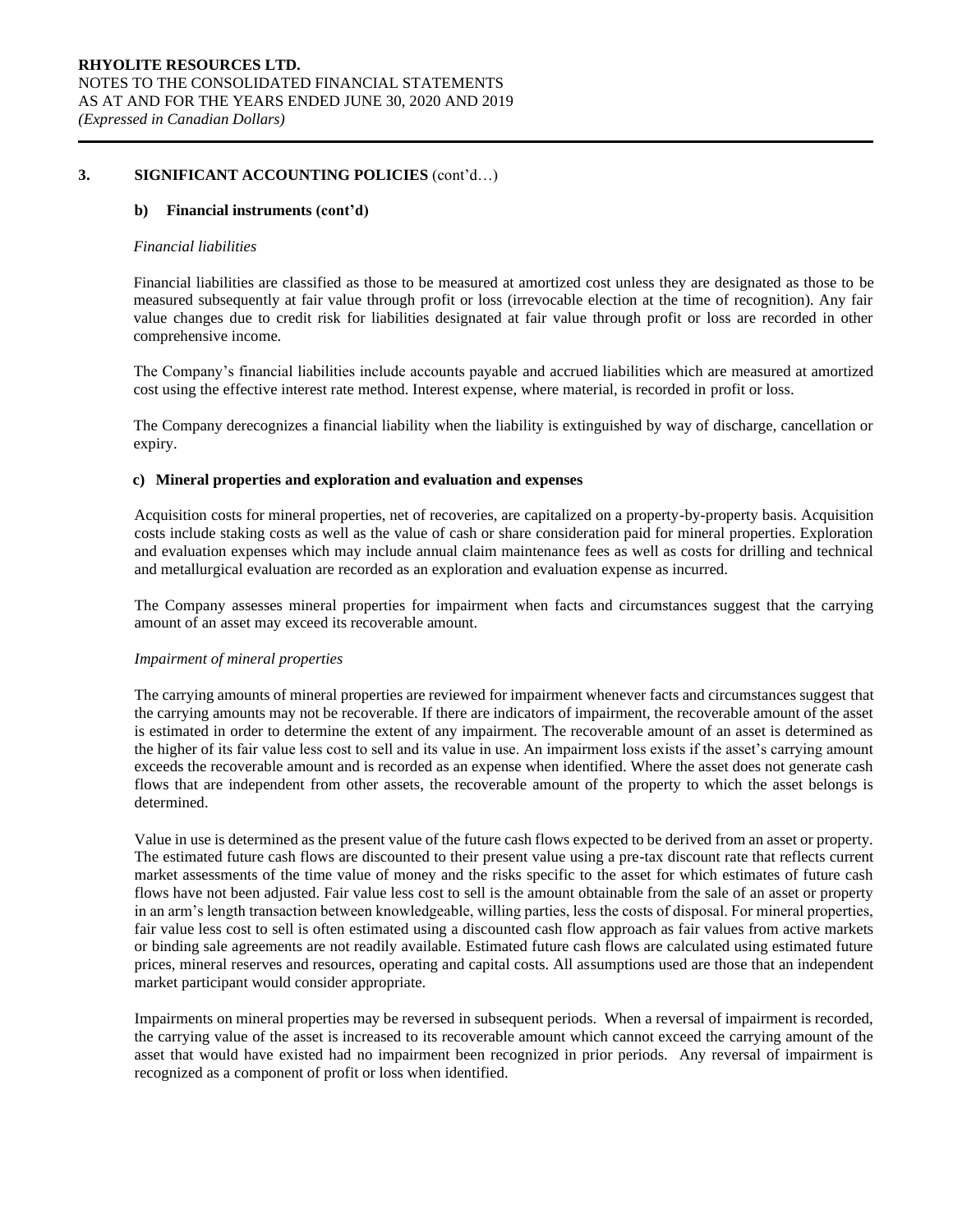## 3. SIGNIFICANT ACCOUNTING POLICIES (cont'd…)

### b) Financial instruments (cont'd)

*Financial liabilities*

Financial liabilities are classified as those to be measured at amortized cost unless they are designated as those to be measured subsequently at fair value through profit or loss (irrevocable election at the time of recognition). Any fair value changes due to credit risk for liabilities designated at fair value through profit or loss are recorded in other comprehensive income.

The Company's financial liabilities include accounts payable and accrued liabilities which are measured at amortized cost using the effective interest rate method. Interest expense, where material, is recorded in profit or loss.

The Company derecognizes a financial liability when the liability is extinguished by way of discharge, cancellation or expiry.

### c) Mineral properties and exploration and evaluation and expenses

Acquisition costs for mineral properties, net of recoveries, are capitalized on a property-by-property basis. Acquisition costs include staking costs as well as the value of cash or share consideration paid for mineral properties. Exploration and evaluation expenses which may include annual claim maintenance fees as well as costs for drilling and technical and metallurgical evaluation are recorded as an exploration and evaluation expense as incurred.

The Company assesses mineral properties for impairment when facts and circumstances suggest that the carrying amount of an asset may exceed its recoverable amount.

*Impairment of mineral properties*

The carrying amounts of mineral properties are reviewed for impairment whenever facts and circumstances suggest that the carrying amounts may not be recoverable. If there are indicators of impairment, the recoverable amount of the asset is estimated in order to determine the extent of any impairment. The recoverable amount of an asset is determined as the higher of its fair value less cost to sell and its value in use. An impairment loss exists if the asset's carrying amount exceeds the recoverable amount and is recorded as an expense when identified. Where the asset does not generate cash flows that are independent from other assets, the recoverable amount of the property to which the asset belongs is determined.

Value in use is determined as the present value of the future cash flows expected to be derived from an asset or property. The estimated future cash flows are discounted to their present value using a pre-tax discount rate that reflects current market assessments of the time value of money and the risks specific to the asset for which estimates of future cash flows have not been adjusted. Fair value less cost to sell is the amount obtainable from the sale of an asset or property in an arm's length transaction between knowledgeable, willing parties, less the costs of disposal. For mineral properties, fair value less cost to sell is often estimated using a discounted cash flow approach as fair values from active markets or binding sale agreements are not readily available. Estimated future cash flows are calculated using estimated future prices, mineral reserves and resources, operating and capital costs. All assumptions used are those that an independent market participant would consider appropriate.

Impairments on mineral properties may be reversed in subsequent periods. When a reversal of impairment is recorded, the carrying value of the asset is increased to its recoverable amount which cannot exceed the carrying amount of the asset that would have existed had no impairment been recognized in prior periods. Any reversal of impairment is recognized as a component of profit or loss when identified.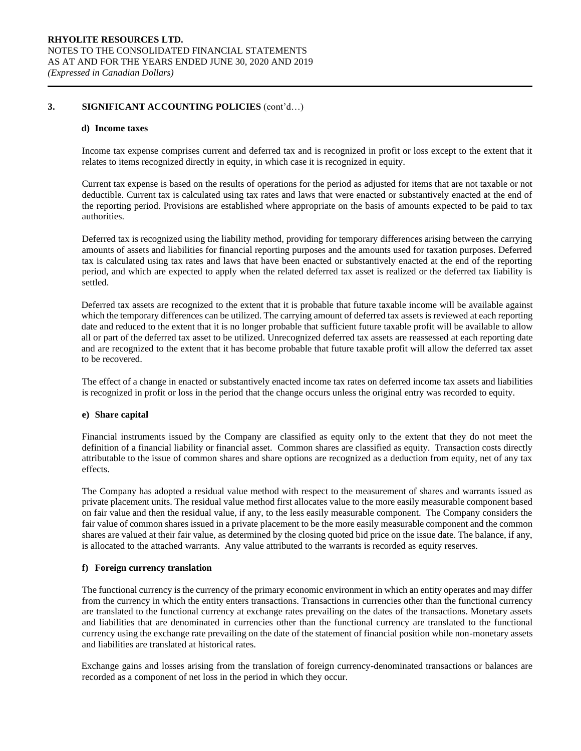## 3. SIGNIFICANT ACCOUNTING POLICIES (cont'd…)

### d) Income taxes

Income tax expense comprises current and deferred tax and is recognized in profit or loss except to the extent that it relates to items recognized directly in equity, in which case it is recognized in equity.

Current tax expense is based on the results of operations for the period as adjusted for items that are not taxable or not deductible. Current tax is calculated using tax rates and laws that were enacted or substantively enacted at the end of the reporting period. Provisions are established where appropriate on the basis of amounts expected to be paid to tax authorities.

Deferred tax is recognized using the liability method, providing for temporary differences arising between the carrying amounts of assets and liabilities for financial reporting purposes and the amounts used for taxation purposes. Deferred tax is calculated using tax rates and laws that have been enacted or substantively enacted at the end of the reporting period, and which are expected to apply when the related deferred tax asset is realized or the deferred tax liability is settled.

Deferred tax assets are recognized to the extent that it is probable that future taxable income will be available against which the temporary differences can be utilized. The carrying amount of deferred tax assets is reviewed at each reporting date and reduced to the extent that it is no longer probable that sufficient future taxable profit will be available to allow all or part of the deferred tax asset to be utilized. Unrecognized deferred tax assets are reassessed at each reporting date and are recognized to the extent that it has become probable that future taxable profit will allow the deferred tax asset to be recovered.

The effect of a change in enacted or substantively enacted income tax rates on deferred income tax assets and liabilities is recognized in profit or loss in the period that the change occurs unless the original entry was recorded to equity.

### e) Share capital

Financial instruments issued by the Company are classified as equity only to the extent that they do not meet the definition of a financial liability or financial asset. Common shares are classified as equity. Transaction costs directly attributable to the issue of common shares and share options are recognized as a deduction from equity, net of any tax effects.

The Company has adopted a residual value method with respect to the measurement of shares and warrants issued as private placement units. The residual value method first allocates value to the more easily measurable component based on fair value and then the residual value, if any, to the less easily measurable component. The Company considers the fair value of common shares issued in a private placement to be the more easily measurable component and the common shares are valued at their fair value, as determined by the closing quoted bid price on the issue date. The balance, if any, is allocated to the attached warrants. Any value attributed to the warrants is recorded as equity reserves.

### f) Foreign currency translation

The functional currency is the currency of the primary economic environment in which an entity operates and may differ from the currency in which the entity enters transactions. Transactions in currencies other than the functional currency are translated to the functional currency at exchange rates prevailing on the dates of the transactions. Monetary assets and liabilities that are denominated in currencies other than the functional currency are translated to the functional currency using the exchange rate prevailing on the date of the statement of financial position while non-monetary assets and liabilities are translated at historical rates.

Exchange gains and losses arising from the translation of foreign currency-denominated transactions or balances are recorded as a component of net loss in the period in which they occur.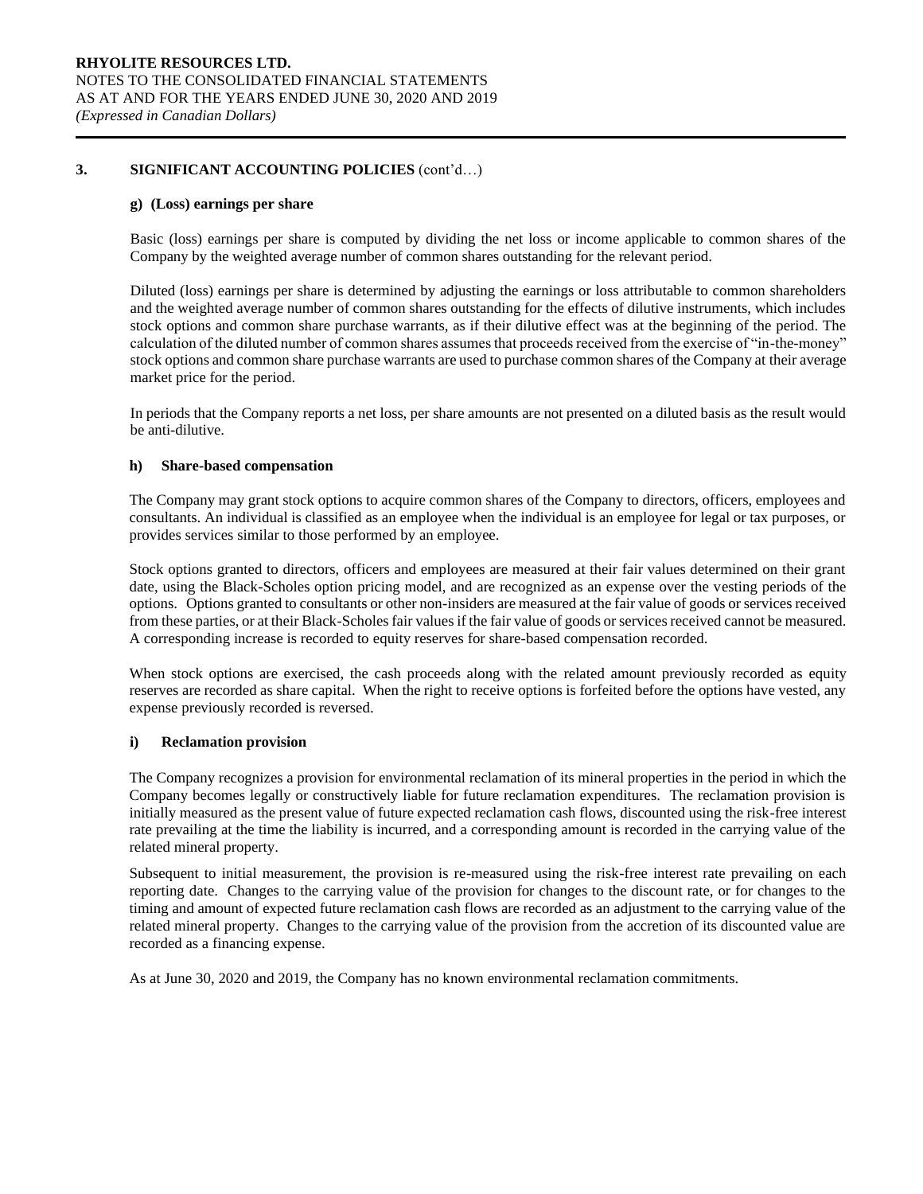## 3. SIGNIFICANT ACCOUNTING POLICIES (cont'd…)

### g) (Loss) earnings per share

Basic (loss) earnings per share is computed by dividing the net loss or income applicable to common shares of the Company by the weighted average number of common shares outstanding for the relevant period.

Diluted (loss) earnings per share is determined by adjusting the earnings or loss attributable to common shareholders and the weighted average number of common shares outstanding for the effects of dilutive instruments, which includes stock options and common share purchase warrants, as if their dilutive effect was at the beginning of the period. The calculation of the diluted number of common shares assumes that proceeds received from the exercise of "in-the-money" stock options and common share purchase warrants are used to purchase common shares of the Company at their average market price for the period.

In periods that the Company reports a net loss, per share amounts are not presented on a diluted basis as the result would be anti-dilutive.

### h) Share-based compensation

The Company may grant stock options to acquire common shares of the Company to directors, officers, employees and consultants. An individual is classified as an employee when the individual is an employee for legal or tax purposes, or provides services similar to those performed by an employee.

Stock options granted to directors, officers and employees are measured at their fair values determined on their grant date, using the Black-Scholes option pricing model, and are recognized as an expense over the vesting periods of the options. Options granted to consultants or other non-insiders are measured at the fair value of goods or services received from these parties, or at their Black-Scholes fair values if the fair value of goods or services received cannot be measured. A corresponding increase is recorded to equity reserves for share-based compensation recorded.

When stock options are exercised, the cash proceeds along with the related amount previously recorded as equity reserves are recorded as share capital. When the right to receive options is forfeited before the options have vested, any expense previously recorded is reversed.

### i) Reclamation provision

The Company recognizes a provision for environmental reclamation of its mineral properties in the period in which the Company becomes legally or constructively liable for future reclamation expenditures. The reclamation provision is initially measured as the present value of future expected reclamation cash flows, discounted using the risk-free interest rate prevailing at the time the liability is incurred, and a corresponding amount is recorded in the carrying value of the related mineral property.

Subsequent to initial measurement, the provision is re-measured using the risk-free interest rate prevailing on each reporting date. Changes to the carrying value of the provision for changes to the discount rate, or for changes to the timing and amount of expected future reclamation cash flows are recorded as an adjustment to the carrying value of the related mineral property. Changes to the carrying value of the provision from the accretion of its discounted value are recorded as a financing expense.

As at June 30, 2020 and 2019, the Company has no known environmental reclamation commitments.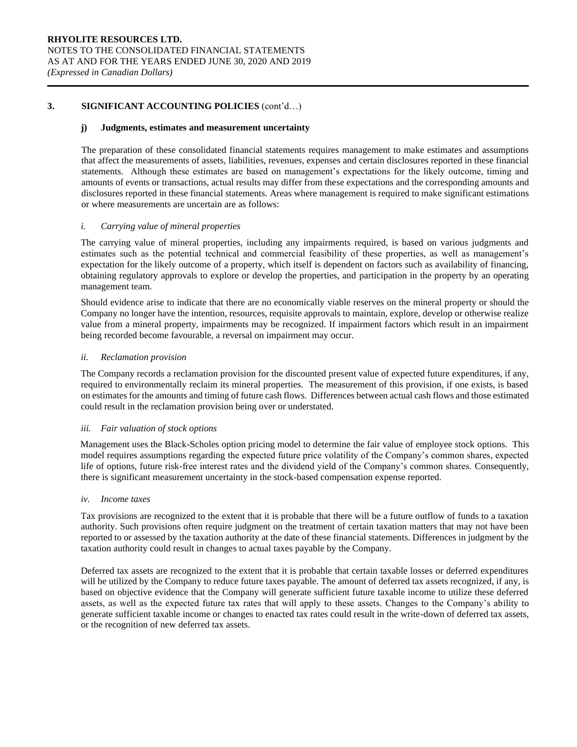## 3. SIGNIFICANT ACCOUNTING POLICIES (cont'd…)

### j) Judgments, estimates and measurement uncertainty

The preparation of these consolidated financial statements requires management to make estimates and assumptions that affect the measurements of assets, liabilities, revenues, expenses and certain disclosures reported in these financial statements. Although these estimates are based on management's expectations for the likely outcome, timing and amounts of events or transactions, actual results may differ from these expectations and the corresponding amounts and disclosures reported in these financial statements. Areas where management is required to make significant estimations or where measurements are uncertain are as follows:

*i. Carrying value of mineral properties*

The carrying value of mineral properties, including any impairments required, is based on various judgments and estimates such as the potential technical and commercial feasibility of these properties, as well as management's expectation for the likely outcome of a property, which itself is dependent on factors such as availability of financing, obtaining regulatory approvals to explore or develop the properties, and participation in the property by an operating management team.

Should evidence arise to indicate that there are no economically viable reserves on the mineral property or should the Company no longer have the intention, resources, requisite approvals to maintain, explore, develop or otherwise realize value from a mineral property, impairments may be recognized. If impairment factors which result in an impairment being recorded become favourable, a reversal on impairment may occur.

*ii. Reclamation provision*

The Company records a reclamation provision for the discounted present value of expected future expenditures, if any, required to environmentally reclaim its mineral properties. The measurement of this provision, if one exists, is based on estimates for the amounts and timing of future cash flows. Differences between actual cash flows and those estimated could result in the reclamation provision being over or understated.

*iii. Fair valuation of stock options*

Management uses the Black-Scholes option pricing model to determine the fair value of employee stock options. This model requires assumptions regarding the expected future price volatility of the Company's common shares, expected life of options, future risk-free interest rates and the dividend yield of the Company's common shares. Consequently, there is significant measurement uncertainty in the stock-based compensation expense reported.

*iv. Income taxes*

Tax provisions are recognized to the extent that it is probable that there will be a future outflow of funds to a taxation authority. Such provisions often require judgment on the treatment of certain taxation matters that may not have been reported to or assessed by the taxation authority at the date of these financial statements. Differences in judgment by the taxation authority could result in changes to actual taxes payable by the Company.

Deferred tax assets are recognized to the extent that it is probable that certain taxable losses or deferred expenditures will be utilized by the Company to reduce future taxes payable. The amount of deferred tax assets recognized, if any, is based on objective evidence that the Company will generate sufficient future taxable income to utilize these deferred assets, as well as the expected future tax rates that will apply to these assets. Changes to the Company's ability to generate sufficient taxable income or changes to enacted tax rates could result in the write-down of deferred tax assets, or the recognition of new deferred tax assets.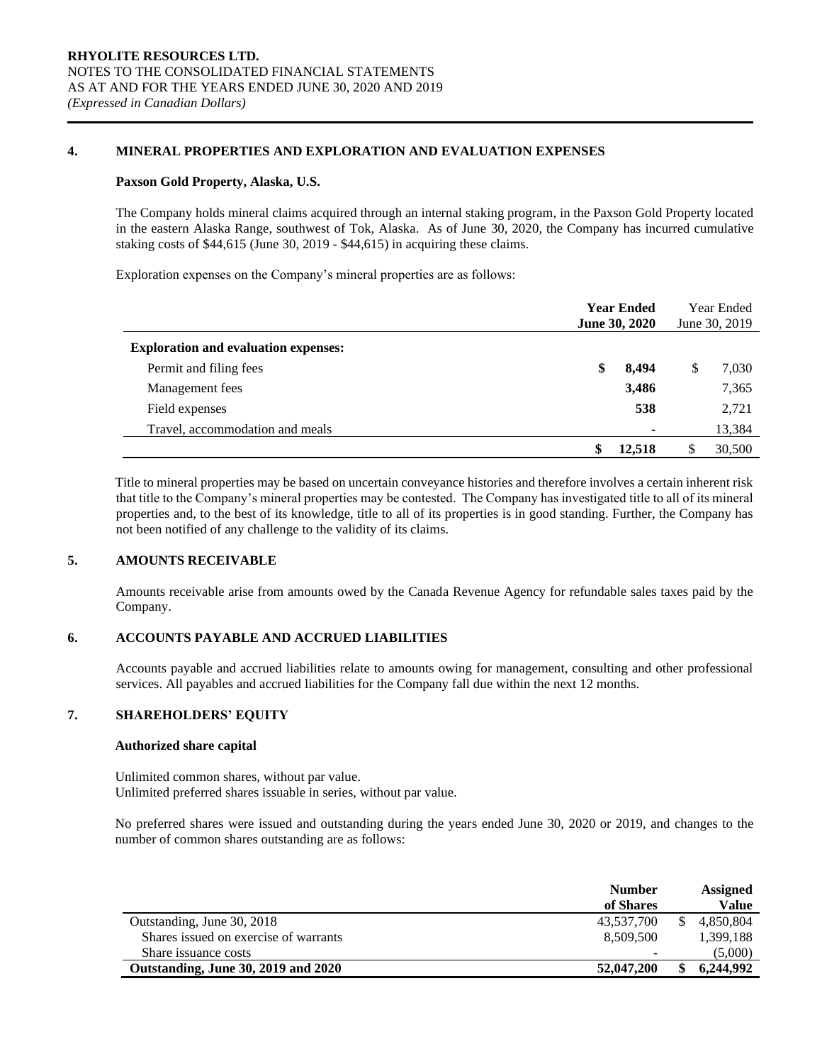## 4. MINERAL PROPERTIES AND EXPLORATION AND EVALUATION EXPENSES

### Paxson Gold Property, Alaska, U.S.

The Company holds mineral claims acquired through an internal staking program, in the Paxson Gold Property located in the eastern Alaska Range, southwest of Tok, Alaska. As of June 30, 2020, the Company has incurred cumulative staking costs of $44,615 (June 30, 2019 - $44,615) in acquiring these claims.

Exploration expenses on the Company's mineral properties are as follows:

| | **Year Ended June 30, 2020** | Year Ended June 30, 2019 |
|---|---|---|
| **Exploration and evaluation expenses:** | | |
| Permit and filing fees | **$ 8,494** | $ 7,030 |
| Management fees | **3,486** | 7,365 |
| Field expenses | **538** | 2,721 |
| Travel, accommodation and meals | **-** | 13,384 |
| | **$ 12,518** | $ 30,500 |

Title to mineral properties may be based on uncertain conveyance histories and therefore involves a certain inherent risk that title to the Company's mineral properties may be contested. The Company has investigated title to all of its mineral properties and, to the best of its knowledge, title to all of its properties is in good standing. Further, the Company has not been notified of any challenge to the validity of its claims.

## 5. AMOUNTS RECEIVABLE

Amounts receivable arise from amounts owed by the Canada Revenue Agency for refundable sales taxes paid by the Company.

## 6. ACCOUNTS PAYABLE AND ACCRUED LIABILITIES

Accounts payable and accrued liabilities relate to amounts owing for management, consulting and other professional services. All payables and accrued liabilities for the Company fall due within the next 12 months.

## 7. SHAREHOLDERS' EQUITY

### Authorized share capital

Unlimited common shares, without par value.
Unlimited preferred shares issuable in series, without par value.

No preferred shares were issued and outstanding during the years ended June 30, 2020 or 2019, and changes to the number of common shares outstanding are as follows:

| | **Number of Shares** | **Assigned Value** |
|---|---|---|
| Outstanding, June 30, 2018 | 43,537,700 | $ 4,850,804 |
| Shares issued on exercise of warrants | 8,509,500 | 1,399,188 |
| Share issuance costs | - | (5,000) |
| **Outstanding, June 30, 2019 and 2020** | **52,047,200** | **$ 6,244,992** |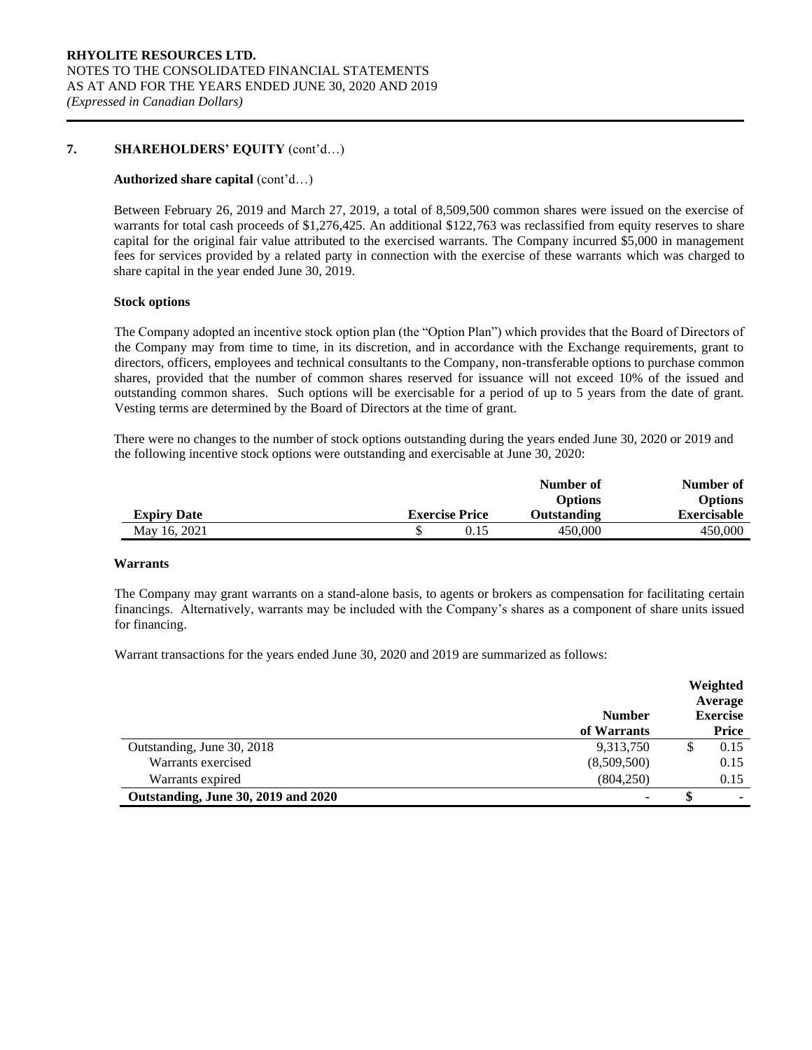## 7. SHAREHOLDERS' EQUITY (cont'd…)

### Authorized share capital (cont'd…)

Between February 26, 2019 and March 27, 2019, a total of 8,509,500 common shares were issued on the exercise of warrants for total cash proceeds of $1,276,425. An additional $122,763 was reclassified from equity reserves to share capital for the original fair value attributed to the exercised warrants. The Company incurred $5,000 in management fees for services provided by a related party in connection with the exercise of these warrants which was charged to share capital in the year ended June 30, 2019.

### Stock options

The Company adopted an incentive stock option plan (the "Option Plan") which provides that the Board of Directors of the Company may from time to time, in its discretion, and in accordance with the Exchange requirements, grant to directors, officers, employees and technical consultants to the Company, non-transferable options to purchase common shares, provided that the number of common shares reserved for issuance will not exceed 10% of the issued and outstanding common shares. Such options will be exercisable for a period of up to 5 years from the date of grant. Vesting terms are determined by the Board of Directors at the time of grant.

There were no changes to the number of stock options outstanding during the years ended June 30, 2020 or 2019 and the following incentive stock options were outstanding and exercisable at June 30, 2020:

| Expiry Date | Exercise Price | Number of Options Outstanding | Number of Options Exercisable |
|---|---|---|---|
| May 16, 2021 | $ 0.15 | 450,000 | 450,000 |

### Warrants

The Company may grant warrants on a stand-alone basis, to agents or brokers as compensation for facilitating certain financings. Alternatively, warrants may be included with the Company's shares as a component of share units issued for financing.

Warrant transactions for the years ended June 30, 2020 and 2019 are summarized as follows:

| | Number of Warrants | Weighted Average Exercise Price |
|---|---|---|
| Outstanding, June 30, 2018 | 9,313,750 | $ 0.15 |
| Warrants exercised | (8,509,500) | 0.15 |
| Warrants expired | (804,250) | 0.15 |
| **Outstanding, June 30, 2019 and 2020** | - | **$** - |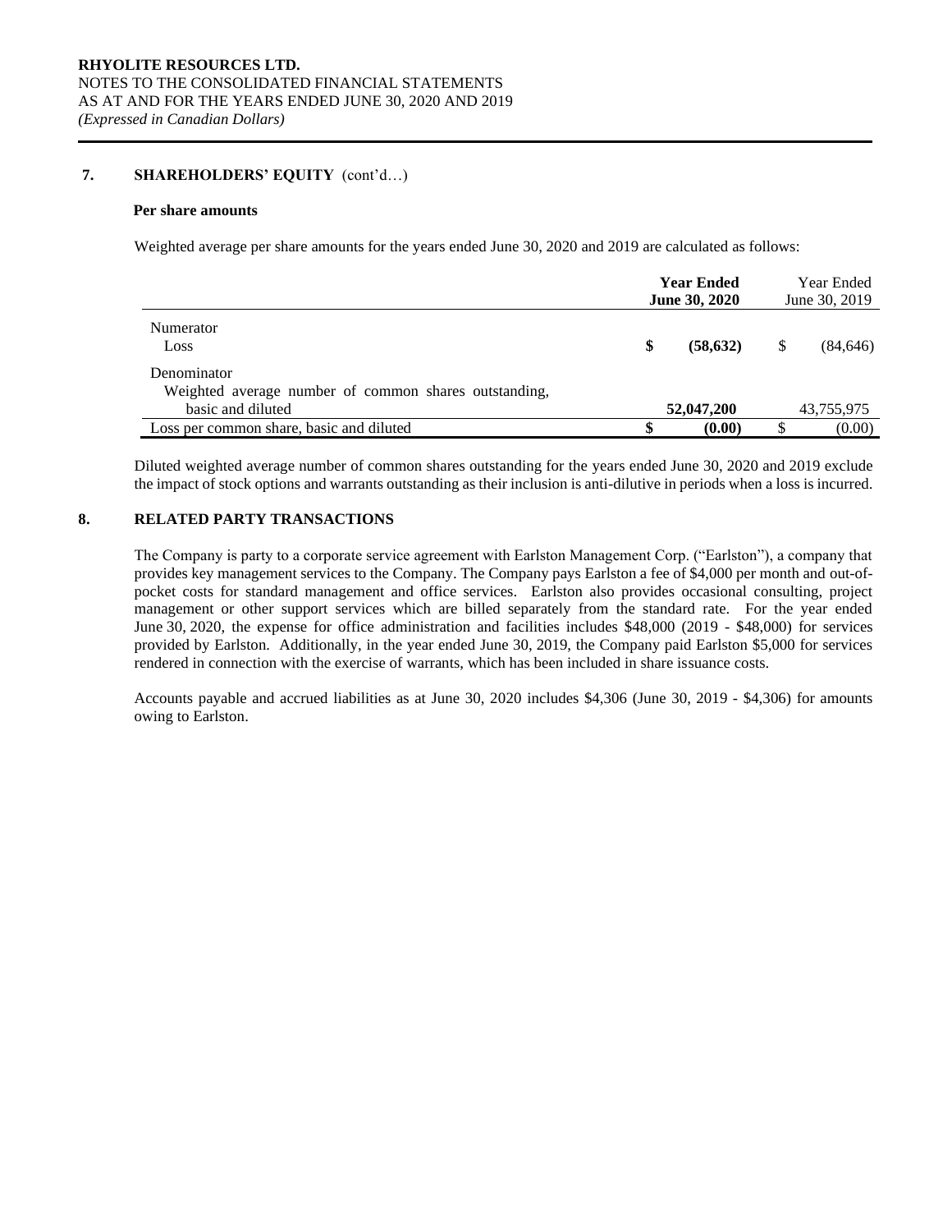## 7. SHAREHOLDERS' EQUITY (cont'd…)

### Per share amounts

Weighted average per share amounts for the years ended June 30, 2020 and 2019 are calculated as follows:

| | **Year Ended June 30, 2020** | Year Ended June 30, 2019 |
|---|---|---|
| Numerator | | |
| Loss | **$ (58,632)** | $ (84,646) |
| Denominator | | |
| Weighted average number of common shares outstanding, basic and diluted | **52,047,200** | 43,755,975 |
| Loss per common share, basic and diluted | **$ (0.00)** | $ (0.00) |

Diluted weighted average number of common shares outstanding for the years ended June 30, 2020 and 2019 exclude the impact of stock options and warrants outstanding as their inclusion is anti-dilutive in periods when a loss is incurred.

## 8. RELATED PARTY TRANSACTIONS

The Company is party to a corporate service agreement with Earlston Management Corp. ("Earlston"), a company that provides key management services to the Company. The Company pays Earlston a fee of $4,000 per month and out-of-pocket costs for standard management and office services. Earlston also provides occasional consulting, project management or other support services which are billed separately from the standard rate. For the year ended June 30, 2020, the expense for office administration and facilities includes $48,000 (2019 - $48,000) for services provided by Earlston. Additionally, in the year ended June 30, 2019, the Company paid Earlston $5,000 for services rendered in connection with the exercise of warrants, which has been included in share issuance costs.

Accounts payable and accrued liabilities as at June 30, 2020 includes $4,306 (June 30, 2019 - $4,306) for amounts owing to Earlston.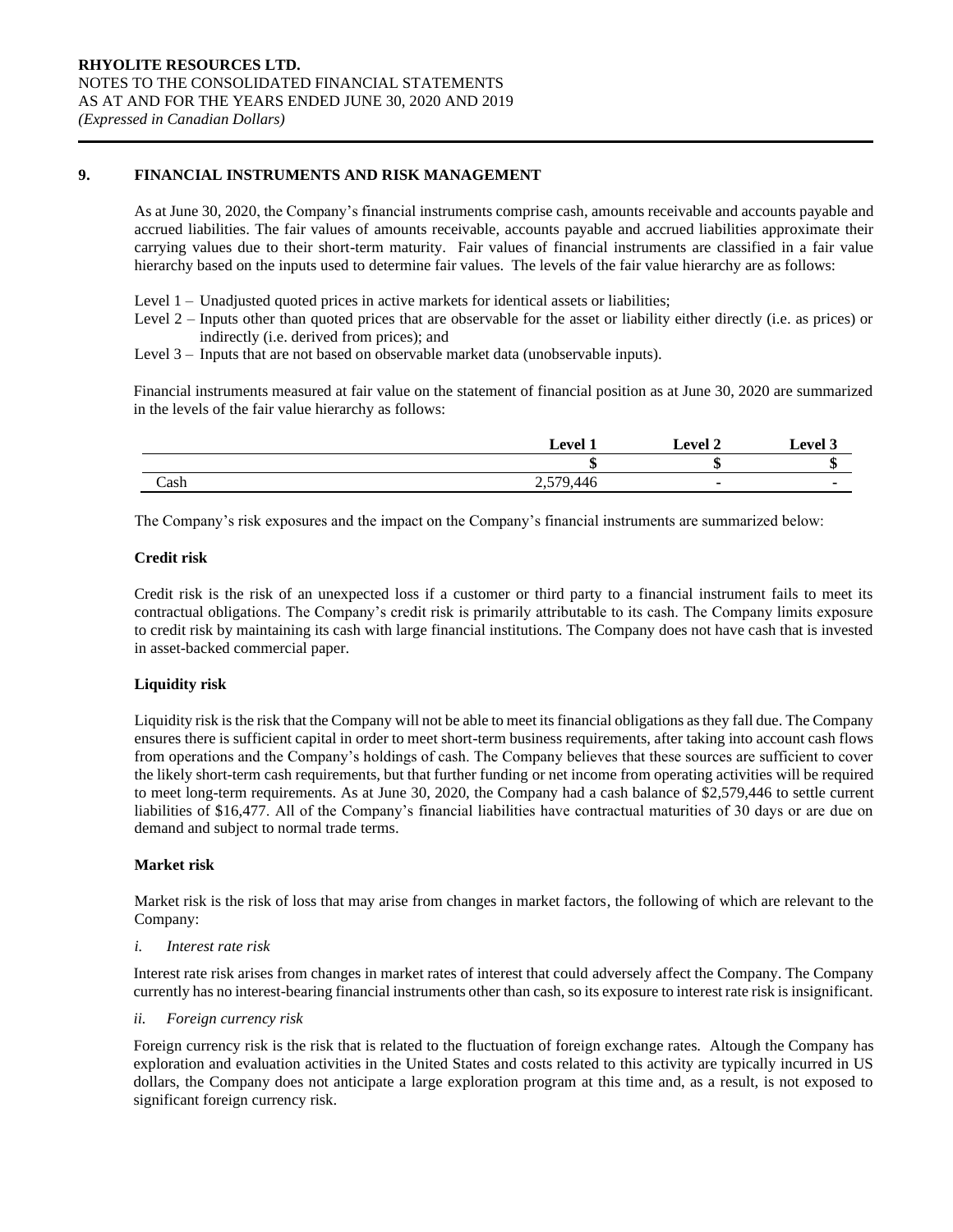## 9. FINANCIAL INSTRUMENTS AND RISK MANAGEMENT

As at June 30, 2020, the Company's financial instruments comprise cash, amounts receivable and accounts payable and accrued liabilities. The fair values of amounts receivable, accounts payable and accrued liabilities approximate their carrying values due to their short-term maturity. Fair values of financial instruments are classified in a fair value hierarchy based on the inputs used to determine fair values. The levels of the fair value hierarchy are as follows:

Level 1 – Unadjusted quoted prices in active markets for identical assets or liabilities;
Level 2 – Inputs other than quoted prices that are observable for the asset or liability either directly (i.e. as prices) or indirectly (i.e. derived from prices); and
Level 3 – Inputs that are not based on observable market data (unobservable inputs).

Financial instruments measured at fair value on the statement of financial position as at June 30, 2020 are summarized in the levels of the fair value hierarchy as follows:

| | Level 1 | Level 2 | Level 3 |
|---|---|---|---|
| | $ | $ | $ |
| Cash | 2,579,446 | - | - |

The Company's risk exposures and the impact on the Company's financial instruments are summarized below:

**Credit risk**

Credit risk is the risk of an unexpected loss if a customer or third party to a financial instrument fails to meet its contractual obligations. The Company's credit risk is primarily attributable to its cash. The Company limits exposure to credit risk by maintaining its cash with large financial institutions. The Company does not have cash that is invested in asset-backed commercial paper.

**Liquidity risk**

Liquidity risk is the risk that the Company will not be able to meet its financial obligations as they fall due. The Company ensures there is sufficient capital in order to meet short-term business requirements, after taking into account cash flows from operations and the Company's holdings of cash. The Company believes that these sources are sufficient to cover the likely short-term cash requirements, but that further funding or net income from operating activities will be required to meet long-term requirements. As at June 30, 2020, the Company had a cash balance of $2,579,446 to settle current liabilities of $16,477. All of the Company's financial liabilities have contractual maturities of 30 days or are due on demand and subject to normal trade terms.

**Market risk**

Market risk is the risk of loss that may arise from changes in market factors, the following of which are relevant to the Company:

*i. Interest rate risk*

Interest rate risk arises from changes in market rates of interest that could adversely affect the Company. The Company currently has no interest-bearing financial instruments other than cash, so its exposure to interest rate risk is insignificant.

*ii. Foreign currency risk*

Foreign currency risk is the risk that is related to the fluctuation of foreign exchange rates. Altough the Company has exploration and evaluation activities in the United States and costs related to this activity are typically incurred in US dollars, the Company does not anticipate a large exploration program at this time and, as a result, is not exposed to significant foreign currency risk.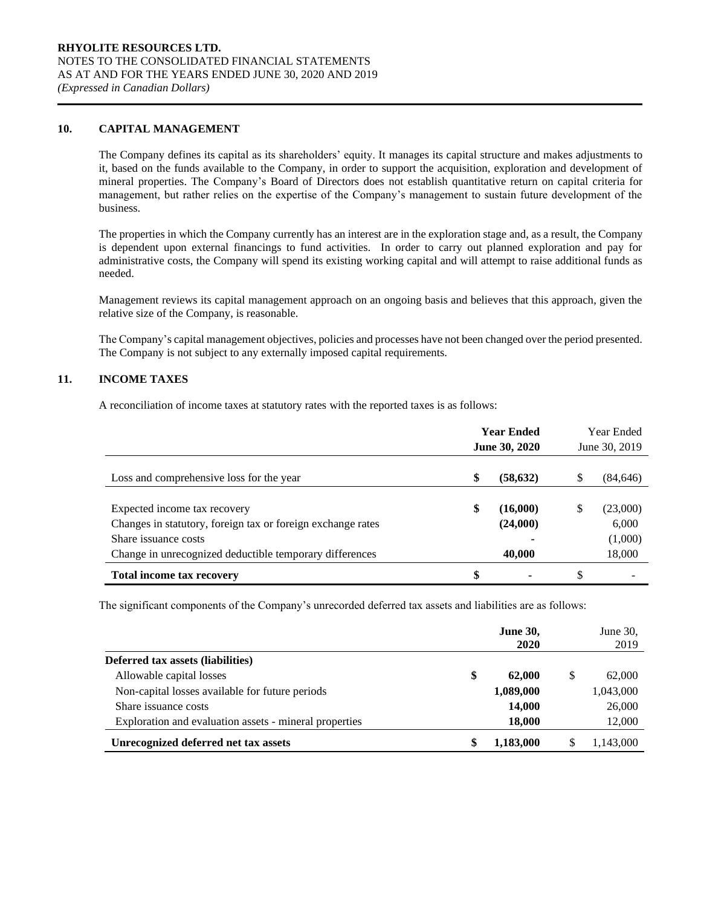## 10. CAPITAL MANAGEMENT

The Company defines its capital as its shareholders' equity. It manages its capital structure and makes adjustments to it, based on the funds available to the Company, in order to support the acquisition, exploration and development of mineral properties. The Company's Board of Directors does not establish quantitative return on capital criteria for management, but rather relies on the expertise of the Company's management to sustain future development of the business.

The properties in which the Company currently has an interest are in the exploration stage and, as a result, the Company is dependent upon external financings to fund activities. In order to carry out planned exploration and pay for administrative costs, the Company will spend its existing working capital and will attempt to raise additional funds as needed.

Management reviews its capital management approach on an ongoing basis and believes that this approach, given the relative size of the Company, is reasonable.

The Company's capital management objectives, policies and processes have not been changed over the period presented. The Company is not subject to any externally imposed capital requirements.

## 11. INCOME TAXES

A reconciliation of income taxes at statutory rates with the reported taxes is as follows:

| | **Year Ended June 30, 2020** | Year Ended June 30, 2019 |
|---|---|---|
| Loss and comprehensive loss for the year | **$ (58,632)** | $ (84,646) |
| Expected income tax recovery | **$ (16,000)** | $ (23,000) |
| Changes in statutory, foreign tax or foreign exchange rates | **(24,000)** | 6,000 |
| Share issuance costs | **-** | (1,000) |
| Change in unrecognized deductible temporary differences | **40,000** | 18,000 |
| **Total income tax recovery** | **$ -** | $ - |

The significant components of the Company's unrecorded deferred tax assets and liabilities are as follows:

| | **June 30, 2020** | June 30, 2019 |
|---|---|---|
| **Deferred tax assets (liabilities)** | | |
| Allowable capital losses | **$ 62,000** | $ 62,000 |
| Non-capital losses available for future periods | **1,089,000** | 1,043,000 |
| Share issuance costs | **14,000** | 26,000 |
| Exploration and evaluation assets - mineral properties | **18,000** | 12,000 |
| **Unrecognized deferred net tax assets** | **$ 1,183,000** | $ 1,143,000 |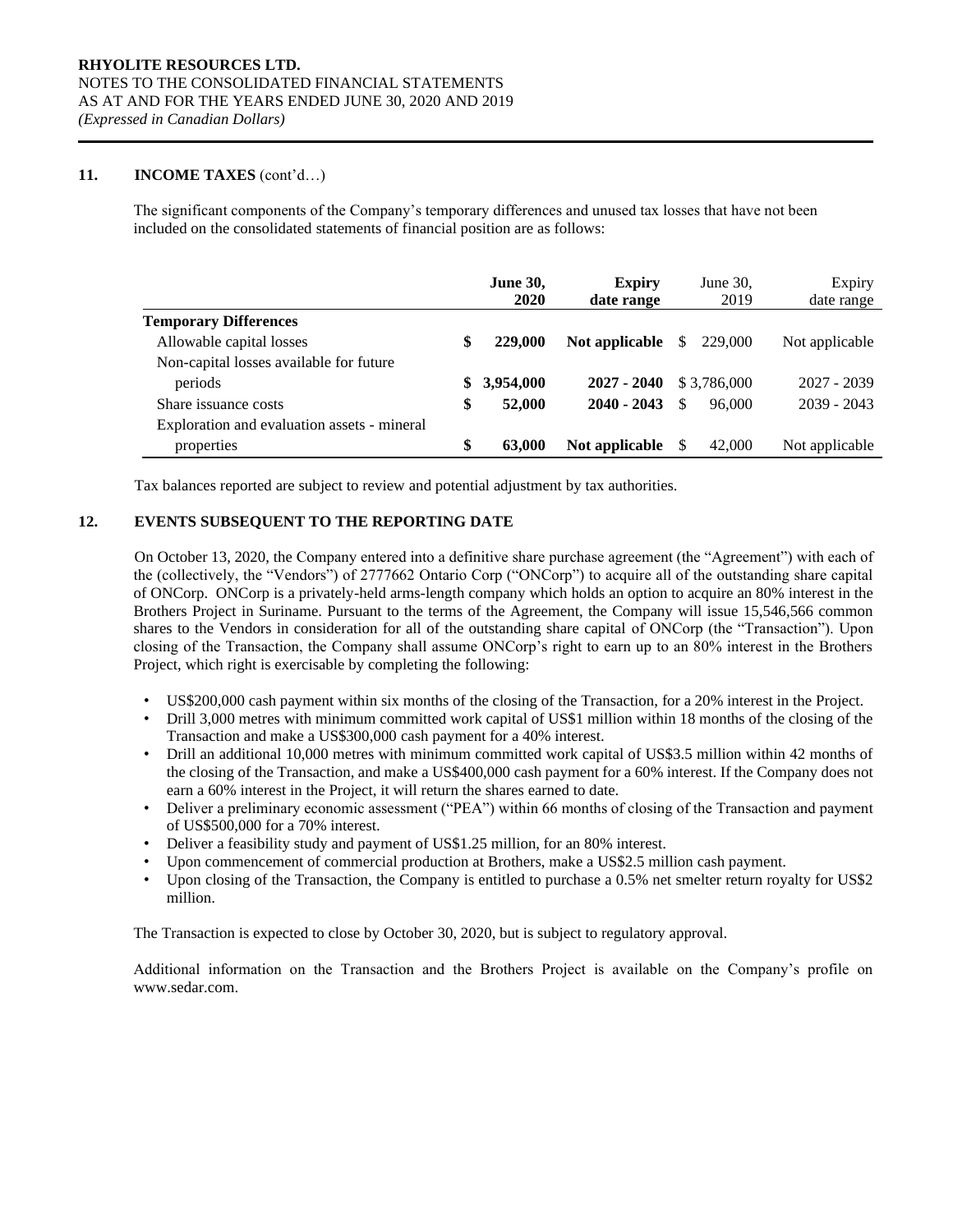## 11. INCOME TAXES (cont'd…)

The significant components of the Company's temporary differences and unused tax losses that have not been included on the consolidated statements of financial position are as follows:

| | **June 30, 2020** | **Expiry date range** | June 30, 2019 | Expiry date range |
|---|---|---|---|---|
| **Temporary Differences** | | | | |
| Allowable capital losses | **$ 229,000** | **Not applicable** | $ 229,000 | Not applicable |
| Non-capital losses available for future periods | **$ 3,954,000** | **2027 - 2040** | $ 3,786,000 | 2027 - 2039 |
| Share issuance costs | **$ 52,000** | **2040 - 2043** | $ 96,000 | 2039 - 2043 |
| Exploration and evaluation assets - mineral properties | **$ 63,000** | **Not applicable** | $ 42,000 | Not applicable |

Tax balances reported are subject to review and potential adjustment by tax authorities.

## 12. EVENTS SUBSEQUENT TO THE REPORTING DATE

On October 13, 2020, the Company entered into a definitive share purchase agreement (the "Agreement") with each of the (collectively, the "Vendors") of 2777662 Ontario Corp ("ONCorp") to acquire all of the outstanding share capital of ONCorp. ONCorp is a privately-held arms-length company which holds an option to acquire an 80% interest in the Brothers Project in Suriname. Pursuant to the terms of the Agreement, the Company will issue 15,546,566 common shares to the Vendors in consideration for all of the outstanding share capital of ONCorp (the "Transaction"). Upon closing of the Transaction, the Company shall assume ONCorp's right to earn up to an 80% interest in the Brothers Project, which right is exercisable by completing the following:

- US$200,000 cash payment within six months of the closing of the Transaction, for a 20% interest in the Project.
- Drill 3,000 metres with minimum committed work capital of US$1 million within 18 months of the closing of the Transaction and make a US$300,000 cash payment for a 40% interest.
- Drill an additional 10,000 metres with minimum committed work capital of US$3.5 million within 42 months of the closing of the Transaction, and make a US$400,000 cash payment for a 60% interest. If the Company does not earn a 60% interest in the Project, it will return the shares earned to date.
- Deliver a preliminary economic assessment ("PEA") within 66 months of closing of the Transaction and payment of US$500,000 for a 70% interest.
- Deliver a feasibility study and payment of US$1.25 million, for an 80% interest.
- Upon commencement of commercial production at Brothers, make a US$2.5 million cash payment.
- Upon closing of the Transaction, the Company is entitled to purchase a 0.5% net smelter return royalty for US$2 million.

The Transaction is expected to close by October 30, 2020, but is subject to regulatory approval.

Additional information on the Transaction and the Brothers Project is available on the Company's profile on www.sedar.com.